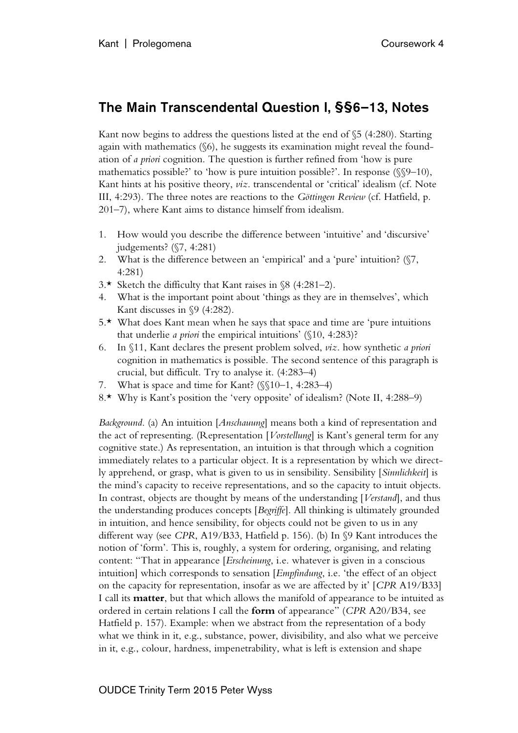## The Main Transcendental Question I, §§6–13, Notes

Kant now begins to address the questions listed at the end of §5 (4:280). Starting again with mathematics (§6), he suggests its examination might reveal the foundation of *a priori* cognition. The question is further refined from 'how is pure mathematics possible?' to 'how is pure intuition possible?'. In response (§§9–10), Kant hints at his positive theory, *viz*. transcendental or 'critical' idealism (cf. Note III, 4:293). The three notes are reactions to the *Göttingen Review* (cf. Hatfield, p. 201–7), where Kant aims to distance himself from idealism.

1. How would you describe the difference between 'intuitive' and 'discursive' judgements? (§7, 4:281)
2. What is the difference between an 'empirical' and a 'pure' intuition? (§7, 4:281)
3.* Sketch the difficulty that Kant raises in §8 (4:281–2).
4. What is the important point about 'things as they are in themselves', which Kant discusses in §9 (4:282).
5.* What does Kant mean when he says that space and time are 'pure intuitions that underlie *a priori* the empirical intuitions' (§10, 4:283)?
6. In §11, Kant declares the present problem solved, *viz*. how synthetic *a priori* cognition in mathematics is possible. The second sentence of this paragraph is crucial, but difficult. Try to analyse it. (4:283–4)
7. What is space and time for Kant? (§§10–1, 4:283–4)
8.* Why is Kant's position the 'very opposite' of idealism? (Note II, 4:288–9)

*Background*. (a) An intuition [*Anschauung*] means both a kind of representation and the act of representing. (Representation [*Vorstellung*] is Kant's general term for any cognitive state.) As representation, an intuition is that through which a cognition immediately relates to a particular object. It is a representation by which we directly apprehend, or grasp, what is given to us in sensibility. Sensibility [*Sinnlichkeit*] is the mind's capacity to receive representations, and so the capacity to intuit objects. In contrast, objects are thought by means of the understanding [*Verstand*], and thus the understanding produces concepts [*Begriffe*]. All thinking is ultimately grounded in intuition, and hence sensibility, for objects could not be given to us in any different way (see *CPR*, A19/B33, Hatfield p. 156). (b) In §9 Kant introduces the notion of 'form'. This is, roughly, a system for ordering, organising, and relating content: "That in appearance [*Erscheinung*, i.e. whatever is given in a conscious intuition] which corresponds to sensation [*Empfindung*, i.e. 'the effect of an object on the capacity for representation, insofar as we are affected by it' [*CPR* A19/B33] I call its **matter**, but that which allows the manifold of appearance to be intuited as ordered in certain relations I call the **form** of appearance" (*CPR* A20/B34, see Hatfield p. 157). Example: when we abstract from the representation of a body what we think in it, e.g., substance, power, divisibility, and also what we perceive in it, e.g., colour, hardness, impenetrability, what is left is extension and shape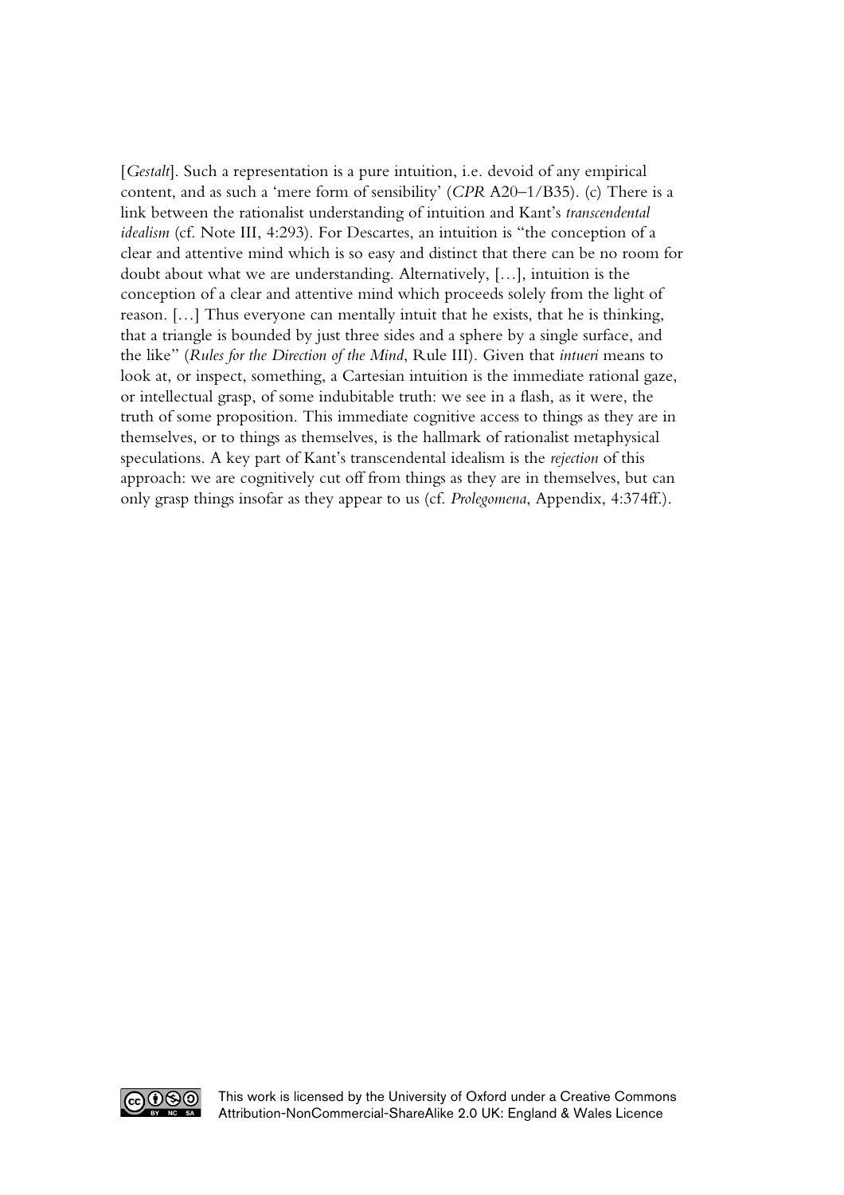[*Gestalt*]. Such a representation is a pure intuition, i.e. devoid of any empirical content, and as such a 'mere form of sensibility' (*CPR* A20–1/B35). (c) There is a link between the rationalist understanding of intuition and Kant's *transcendental idealism* (cf. Note III, 4:293). For Descartes, an intuition is "the conception of a clear and attentive mind which is so easy and distinct that there can be no room for doubt about what we are understanding. Alternatively, […], intuition is the conception of a clear and attentive mind which proceeds solely from the light of reason. […] Thus everyone can mentally intuit that he exists, that he is thinking, that a triangle is bounded by just three sides and a sphere by a single surface, and the like" (*Rules for the Direction of the Mind*, Rule III). Given that *intueri* means to look at, or inspect, something, a Cartesian intuition is the immediate rational gaze, or intellectual grasp, of some indubitable truth: we see in a flash, as it were, the truth of some proposition. This immediate cognitive access to things as they are in themselves, or to things as themselves, is the hallmark of rationalist metaphysical speculations. A key part of Kant's transcendental idealism is the *rejection* of this approach: we are cognitively cut off from things as they are in themselves, but can only grasp things insofar as they appear to us (cf. *Prolegomena*, Appendix, 4:374ff.).

This work is licensed by the University of Oxford under a Creative Commons Attribution-NonCommercial-ShareAlike 2.0 UK: England & Wales Licence